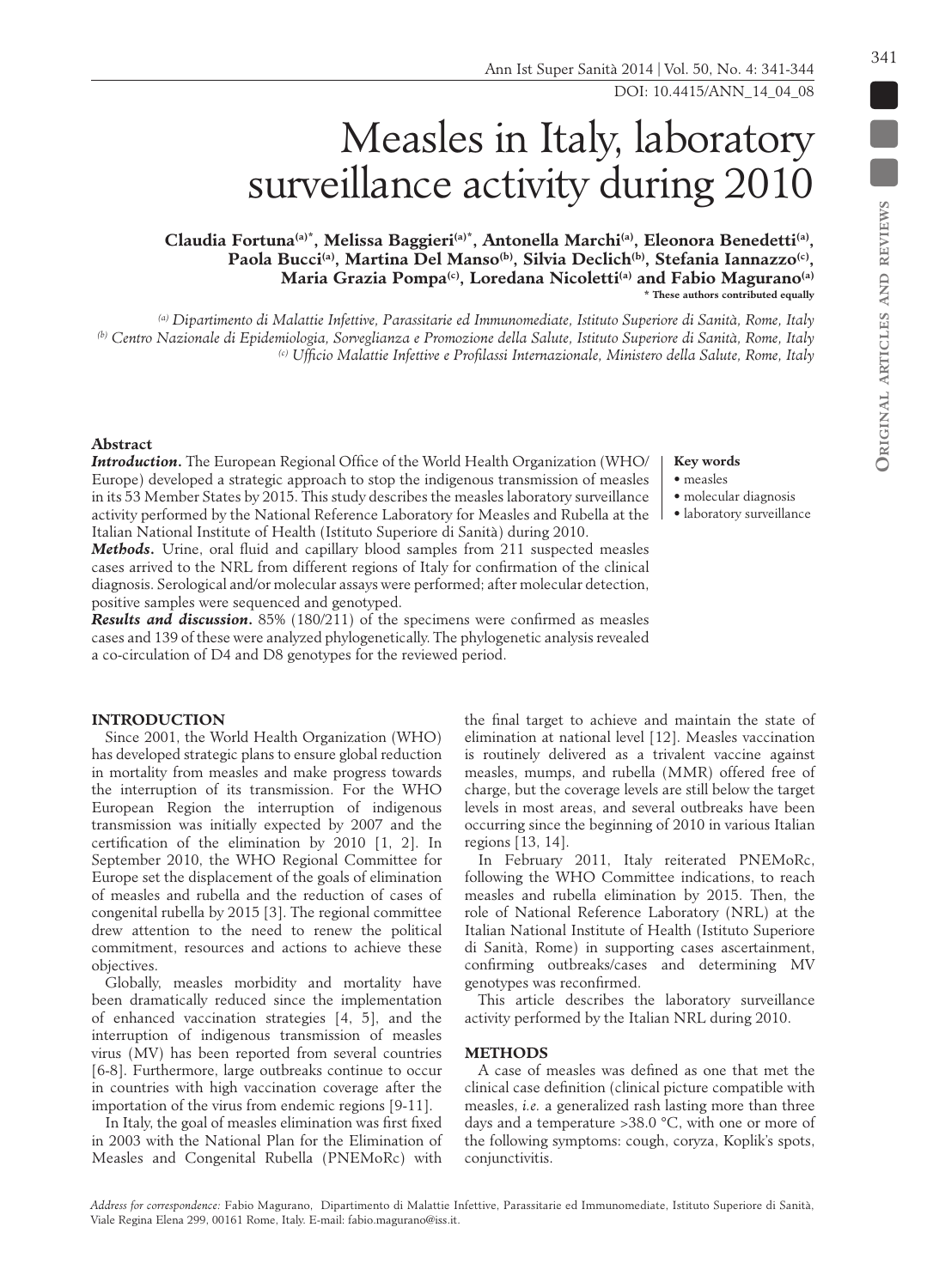# Measles in Italy, laboratory surveillance activity during 2010

**Claudia Fortuna[(a)*], Melissa Baggieri[(a)*], Antonella Marchi[(a)], Eleonora Benedetti[(a)], Paola Bucci[(a)], Martina Del Manso[(b)], Silvia Declich[(b)], Stefania Iannazzo[(c)], Maria Grazia Pompa[(c)], Loredana Nicoletti[(a)] and Fabio Magurano[(a)]**

**\* These authors contributed equally**

*[(a)] Dipartimento di Malattie Infettive, Parassitarie ed Immunomediate, Istituto Superiore di Sanità, Rome, Italy*
*[(b)] Centro Nazionale di Epidemiologia, Sorveglianza e Promozione della Salute, Istituto Superiore di Sanità, Rome, Italy*
*[(c)] Ufficio Malattie Infettive e Profilassi Internazionale, Ministero della Salute, Rome, Italy*

**Abstract**

***Introduction.*** The European Regional Office of the World Health Organization (WHO/Europe) developed a strategic approach to stop the indigenous transmission of measles in its 53 Member States by 2015. This study describes the measles laboratory surveillance activity performed by the National Reference Laboratory for Measles and Rubella at the Italian National Institute of Health (Istituto Superiore di Sanità) during 2010.

***Methods.*** Urine, oral fluid and capillary blood samples from 211 suspected measles cases arrived to the NRL from different regions of Italy for confirmation of the clinical diagnosis. Serological and/or molecular assays were performed; after molecular detection, positive samples were sequenced and genotyped.

***Results and discussion.*** 85% (180/211) of the specimens were confirmed as measles cases and 139 of these were analyzed phylogenetically. The phylogenetic analysis revealed a co-circulation of D4 and D8 genotypes for the reviewed period.

**Key words**
- measles
- molecular diagnosis
- laboratory surveillance

## INTRODUCTION

Since 2001, the World Health Organization (WHO) has developed strategic plans to ensure global reduction in mortality from measles and make progress towards the interruption of its transmission. For the WHO European Region the interruption of indigenous transmission was initially expected by 2007 and the certification of the elimination by 2010 [1, 2]. In September 2010, the WHO Regional Committee for Europe set the displacement of the goals of elimination of measles and rubella and the reduction of cases of congenital rubella by 2015 [3]. The regional committee drew attention to the need to renew the political commitment, resources and actions to achieve these objectives.

Globally, measles morbidity and mortality have been dramatically reduced since the implementation of enhanced vaccination strategies [4, 5], and the interruption of indigenous transmission of measles virus (MV) has been reported from several countries [6-8]. Furthermore, large outbreaks continue to occur in countries with high vaccination coverage after the importation of the virus from endemic regions [9-11].

In Italy, the goal of measles elimination was first fixed in 2003 with the National Plan for the Elimination of Measles and Congenital Rubella (PNEMoRc) with the final target to achieve and maintain the state of elimination at national level [12]. Measles vaccination is routinely delivered as a trivalent vaccine against measles, mumps, and rubella (MMR) offered free of charge, but the coverage levels are still below the target levels in most areas, and several outbreaks have been occurring since the beginning of 2010 in various Italian regions [13, 14].

In February 2011, Italy reiterated PNEMoRc, following the WHO Committee indications, to reach measles and rubella elimination by 2015. Then, the role of National Reference Laboratory (NRL) at the Italian National Institute of Health (Istituto Superiore di Sanità, Rome) in supporting cases ascertainment, confirming outbreaks/cases and determining MV genotypes was reconfirmed.

This article describes the laboratory surveillance activity performed by the Italian NRL during 2010.

## METHODS

A case of measles was defined as one that met the clinical case definition (clinical picture compatible with measles, *i.e.* a generalized rash lasting more than three days and a temperature >38.0 °C, with one or more of the following symptoms: cough, coryza, Koplik's spots, conjunctivitis.

*Address for correspondence:* Fabio Magurano, Dipartimento di Malattie Infettive, Parassitarie ed Immunomediate, Istituto Superiore di Sanità, Viale Regina Elena 299, 00161 Rome, Italy. E-mail: fabio.magurano@iss.it.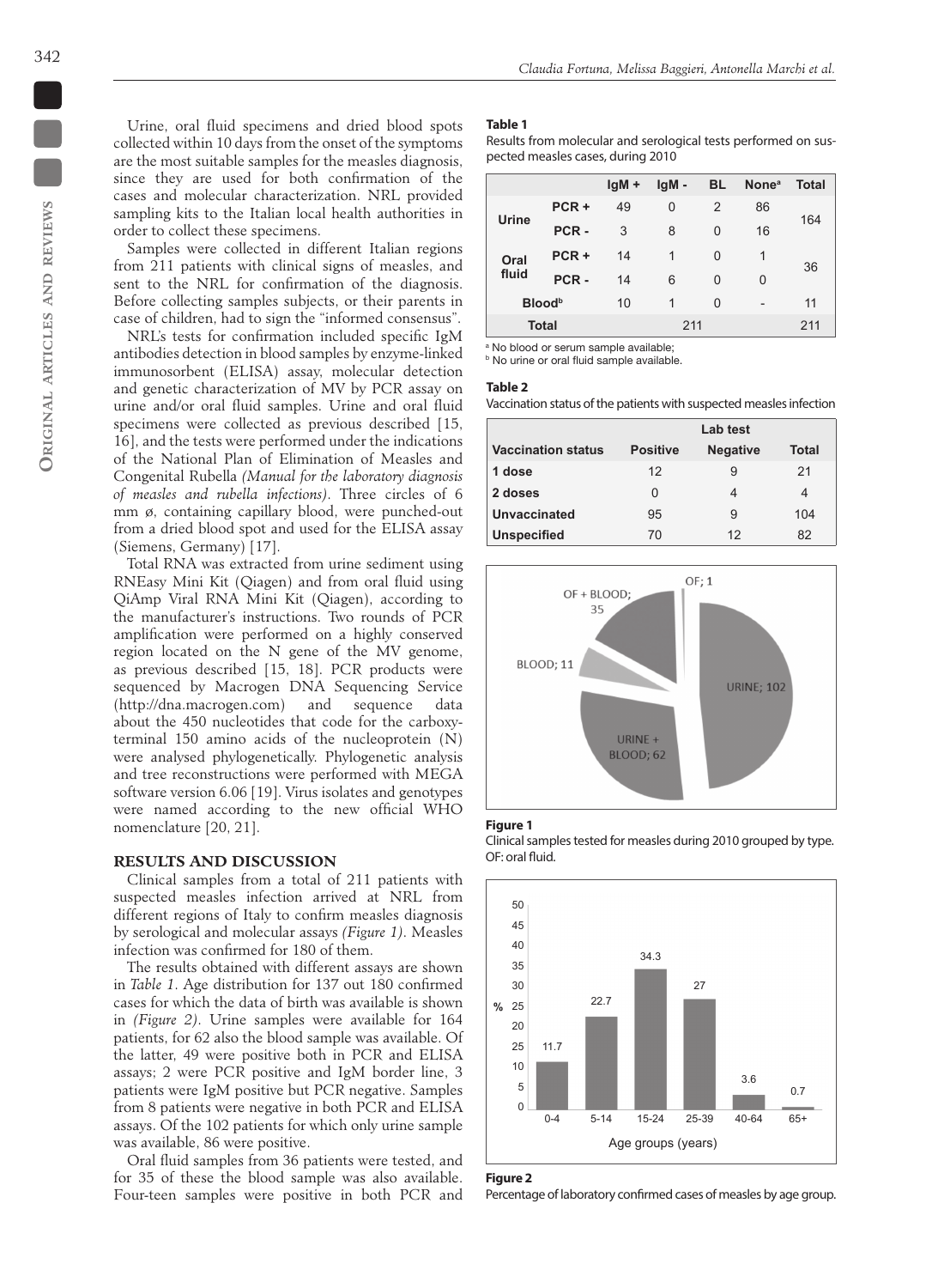Urine, oral fluid specimens and dried blood spots collected within 10 days from the onset of the symptoms are the most suitable samples for the measles diagnosis, since they are used for both confirmation of the cases and molecular characterization. NRL provided sampling kits to the Italian local health authorities in order to collect these specimens.

Samples were collected in different Italian regions from 211 patients with clinical signs of measles, and sent to the NRL for confirmation of the diagnosis. Before collecting samples subjects, or their parents in case of children, had to sign the "informed consensus".

NRL's tests for confirmation included specific IgM antibodies detection in blood samples by enzyme-linked immunosorbent (ELISA) assay, molecular detection and genetic characterization of MV by PCR assay on urine and/or oral fluid samples. Urine and oral fluid specimens were collected as previous described [15, 16], and the tests were performed under the indications of the National Plan of Elimination of Measles and Congenital Rubella *(Manual for the laboratory diagnosis of measles and rubella infections)*. Three circles of 6 mm ø, containing capillary blood, were punched-out from a dried blood spot and used for the ELISA assay (Siemens, Germany) [17].

Total RNA was extracted from urine sediment using RNEasy Mini Kit (Qiagen) and from oral fluid using QiAmp Viral RNA Mini Kit (Qiagen), according to the manufacturer's instructions. Two rounds of PCR amplification were performed on a highly conserved region located on the N gene of the MV genome, as previous described [15, 18]. PCR products were sequenced by Macrogen DNA Sequencing Service (http://dna.macrogen.com) and sequence data about the 450 nucleotides that code for the carboxy-terminal 150 amino acids of the nucleoprotein (N) were analysed phylogenetically. Phylogenetic analysis and tree reconstructions were performed with MEGA software version 6.06 [19]. Virus isolates and genotypes were named according to the new official WHO nomenclature [20, 21].

## RESULTS AND DISCUSSION

Clinical samples from a total of 211 patients with suspected measles infection arrived at NRL from different regions of Italy to confirm measles diagnosis by serological and molecular assays *(Figure 1)*. Measles infection was confirmed for 180 of them.

The results obtained with different assays are shown in *Table 1*. Age distribution for 137 out 180 confirmed cases for which the data of birth was available is shown in *(Figure 2)*. Urine samples were available for 164 patients, for 62 also the blood sample was available. Of the latter, 49 were positive both in PCR and ELISA assays; 2 were PCR positive and IgM border line, 3 patients were IgM positive but PCR negative. Samples from 8 patients were negative in both PCR and ELISA assays. Of the 102 patients for which only urine sample was available, 86 were positive.

Oral fluid samples from 36 patients were tested, and for 35 of these the blood sample was also available. Four-teen samples were positive in both PCR and

**Table 1**

Results from molecular and serological tests performed on suspected measles cases, during 2010

| | | IgM + | IgM - | BL | None[a] | Total |
|---|---|---|---|---|---|---|
| Urine | PCR + | 49 | 0 | 2 | 86 | 164 |
| | PCR - | 3 | 8 | 0 | 16 | |
| Oral fluid | PCR + | 14 | 1 | 0 | 1 | 36 |
| | PCR - | 14 | 6 | 0 | 0 | |
| Blood[b] | | 10 | 1 | 0 | - | 11 |
| Total | | | 211 | | | 211 |

[a] No blood or serum sample available;
[b] No urine or oral fluid sample available.

**Table 2**

Vaccination status of the patients with suspected measles infection

| | Lab test | | |
|---|---|---|---|
| Vaccination status | Positive | Negative | Total |
| 1 dose | 12 | 9 | 21 |
| 2 doses | 0 | 4 | 4 |
| Unvaccinated | 95 | 9 | 104 |
| Unspecified | 70 | 12 | 82 |

**Figure 1**

Clinical samples tested for measles during 2010 grouped by type. OF: oral fluid.

**Figure 2**

Percentage of laboratory confirmed cases of measles by age group.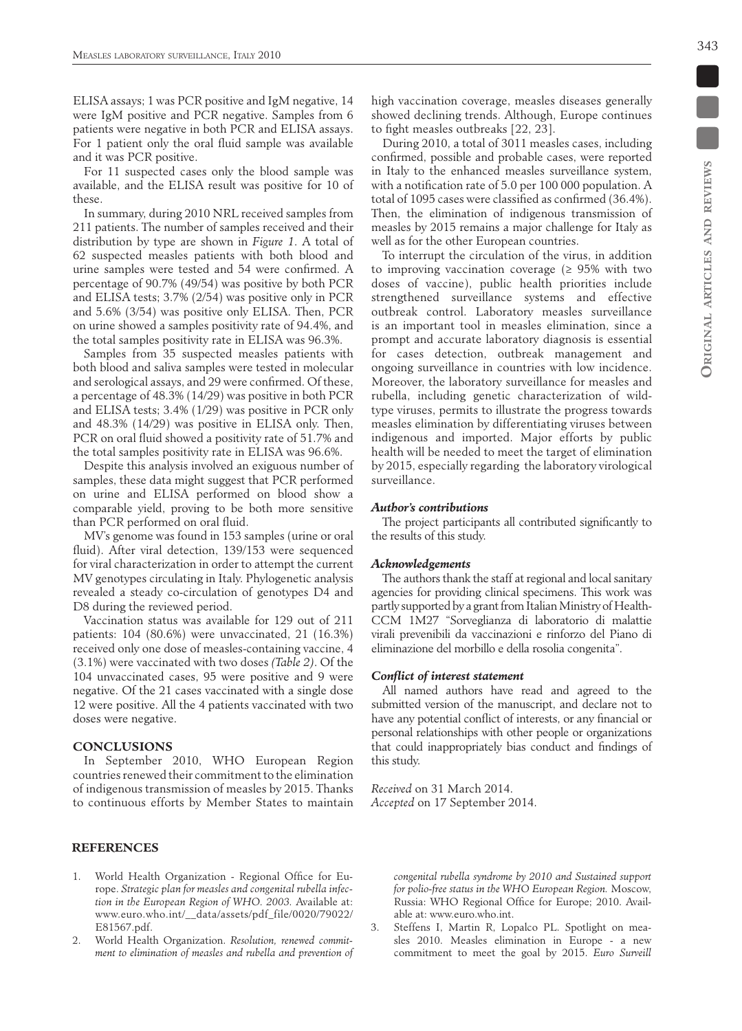ELISA assays; 1 was PCR positive and IgM negative, 14 were IgM positive and PCR negative. Samples from 6 patients were negative in both PCR and ELISA assays. For 1 patient only the oral fluid sample was available and it was PCR positive.

For 11 suspected cases only the blood sample was available, and the ELISA result was positive for 10 of these.

In summary, during 2010 NRL received samples from 211 patients. The number of samples received and their distribution by type are shown in *Figure 1*. A total of 62 suspected measles patients with both blood and urine samples were tested and 54 were confirmed. A percentage of 90.7% (49/54) was positive by both PCR and ELISA tests; 3.7% (2/54) was positive only in PCR and 5.6% (3/54) was positive only ELISA. Then, PCR on urine showed a samples positivity rate of 94.4%, and the total samples positivity rate in ELISA was 96.3%.

Samples from 35 suspected measles patients with both blood and saliva samples were tested in molecular and serological assays, and 29 were confirmed. Of these, a percentage of 48.3% (14/29) was positive in both PCR and ELISA tests; 3.4% (1/29) was positive in PCR only and 48.3% (14/29) was positive in ELISA only. Then, PCR on oral fluid showed a positivity rate of 51.7% and the total samples positivity rate in ELISA was 96.6%.

Despite this analysis involved an exiguous number of samples, these data might suggest that PCR performed on urine and ELISA performed on blood show a comparable yield, proving to be both more sensitive than PCR performed on oral fluid.

MV's genome was found in 153 samples (urine or oral fluid). After viral detection, 139/153 were sequenced for viral characterization in order to attempt the current MV genotypes circulating in Italy. Phylogenetic analysis revealed a steady co-circulation of genotypes D4 and D8 during the reviewed period.

Vaccination status was available for 129 out of 211 patients: 104 (80.6%) were unvaccinated, 21 (16.3%) received only one dose of measles-containing vaccine, 4 (3.1%) were vaccinated with two doses *(Table 2)*. Of the 104 unvaccinated cases, 95 were positive and 9 were negative. Of the 21 cases vaccinated with a single dose 12 were positive. All the 4 patients vaccinated with two doses were negative.

## CONCLUSIONS

In September 2010, WHO European Region countries renewed their commitment to the elimination of indigenous transmission of measles by 2015. Thanks to continuous efforts by Member States to maintain high vaccination coverage, measles diseases generally showed declining trends. Although, Europe continues to fight measles outbreaks [22, 23].

During 2010, a total of 3011 measles cases, including confirmed, possible and probable cases, were reported in Italy to the enhanced measles surveillance system, with a notification rate of 5.0 per 100 000 population. A total of 1095 cases were classified as confirmed (36.4%). Then, the elimination of indigenous transmission of measles by 2015 remains a major challenge for Italy as well as for the other European countries.

To interrupt the circulation of the virus, in addition to improving vaccination coverage (≥ 95% with two doses of vaccine), public health priorities include strengthened surveillance systems and effective outbreak control. Laboratory measles surveillance is an important tool in measles elimination, since a prompt and accurate laboratory diagnosis is essential for cases detection, outbreak management and ongoing surveillance in countries with low incidence. Moreover, the laboratory surveillance for measles and rubella, including genetic characterization of wild-type viruses, permits to illustrate the progress towards measles elimination by differentiating viruses between indigenous and imported. Major efforts by public health will be needed to meet the target of elimination by 2015, especially regarding the laboratory virological surveillance.

### *Author's contributions*

The project participants all contributed significantly to the results of this study.

### *Acknowledgements*

The authors thank the staff at regional and local sanitary agencies for providing clinical specimens. This work was partly supported by a grant from Italian Ministry of Health-CCM 1M27 "Sorveglianza di laboratorio di malattie virali prevenibili da vaccinazioni e rinforzo del Piano di eliminazione del morbillo e della rosolia congenita".

### *Conflict of interest statement*

All named authors have read and agreed to the submitted version of the manuscript, and declare not to have any potential conflict of interests, or any financial or personal relationships with other people or organizations that could inappropriately bias conduct and findings of this study.

*Received* on 31 March 2014.
*Accepted* on 17 September 2014.

## REFERENCES

1. World Health Organization - Regional Office for Europe. *Strategic plan for measles and congenital rubella infection in the European Region of WHO. 2003.* Available at: www.euro.who.int/__data/assets/pdf_file/0020/79022/E81567.pdf.
2. World Health Organization. *Resolution, renewed commitment to elimination of measles and rubella and prevention of congenital rubella syndrome by 2010 and Sustained support for polio-free status in the WHO European Region.* Moscow, Russia: WHO Regional Office for Europe; 2010. Available at: www.euro.who.int.
3. Steffens I, Martin R, Lopalco PL. Spotlight on measles 2010. Measles elimination in Europe - a new commitment to meet the goal by 2015. *Euro Surveill*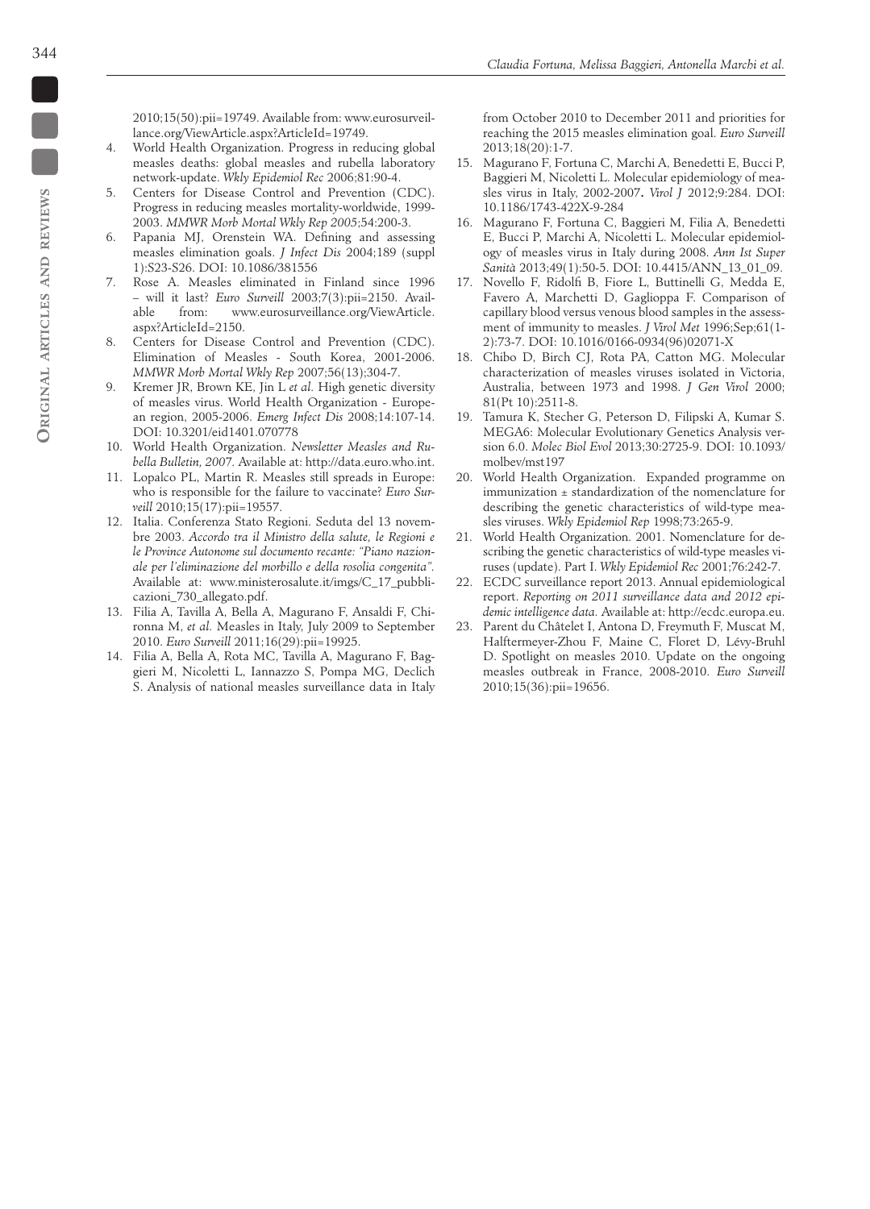2010;15(50):pii=19749. Available from: www.eurosurveillance.org/ViewArticle.aspx?ArticleId=19749.

4. World Health Organization. Progress in reducing global measles deaths: global measles and rubella laboratory network-update. *Wkly Epidemiol Rec* 2006;81:90-4.
5. Centers for Disease Control and Prevention (CDC). Progress in reducing measles mortality-worldwide, 1999-2003. *MMWR Morb Mortal Wkly Rep 2005*;54:200-3.
6. Papania MJ, Orenstein WA. Defining and assessing measles elimination goals. *J Infect Dis* 2004;189 (suppl 1):S23-S26. DOI: 10.1086/381556
7. Rose A. Measles eliminated in Finland since 1996 – will it last? *Euro Surveill* 2003;7(3):pii=2150. Available from: www.eurosurveillance.org/ViewArticle.aspx?ArticleId=2150.
8. Centers for Disease Control and Prevention (CDC). Elimination of Measles - South Korea, 2001-2006. *MMWR Morb Mortal Wkly Rep* 2007;56(13);304-7.
9. Kremer JR, Brown KE, Jin L *et al.* High genetic diversity of measles virus. World Health Organization - European region, 2005-2006. *Emerg Infect Dis* 2008;14:107-14. DOI: 10.3201/eid1401.070778
10. World Health Organization. *Newsletter Measles and Rubella Bulletin, 2007.* Available at: http://data.euro.who.int.
11. Lopalco PL, Martin R. Measles still spreads in Europe: who is responsible for the failure to vaccinate? *Euro Surveill* 2010;15(17):pii=19557.
12. Italia. Conferenza Stato Regioni. Seduta del 13 novembre 2003. *Accordo tra il Ministro della salute, le Regioni e le Province Autonome sul documento recante: "Piano nazionale per l'eliminazione del morbillo e della rosolia congenita".* Available at: www.ministerosalute.it/imgs/C_17_pubblicazioni_730_allegato.pdf.
13. Filia A, Tavilla A, Bella A, Magurano F, Ansaldi F, Chironna M, *et al.* Measles in Italy, July 2009 to September 2010. *Euro Surveill* 2011;16(29):pii=19925.
14. Filia A, Bella A, Rota MC, Tavilla A, Magurano F, Baggieri M, Nicoletti L, Iannazzo S, Pompa MG, Declich S. Analysis of national measles surveillance data in Italy from October 2010 to December 2011 and priorities for reaching the 2015 measles elimination goal. *Euro Surveill* 2013;18(20):1-7.
15. Magurano F, Fortuna C, Marchi A, Benedetti E, Bucci P, Baggieri M, Nicoletti L. Molecular epidemiology of measles virus in Italy, 2002-2007**.** *Virol J* 2012;9:284. DOI: 10.1186/1743-422X-9-284
16. Magurano F, Fortuna C, Baggieri M, Filia A, Benedetti E, Bucci P, Marchi A, Nicoletti L. Molecular epidemiology of measles virus in Italy during 2008. *Ann Ist Super Sanità* 2013;49(1):50-5. DOI: 10.4415/ANN_13_01_09.
17. Novello F, Ridolfi B, Fiore L, Buttinelli G, Medda E, Favero A, Marchetti D, Gaglioppa F. Comparison of capillary blood versus venous blood samples in the assessment of immunity to measles. *J Virol Met* 1996;Sep;61(1-2):73-7. DOI: 10.1016/0166-0934(96)02071-X
18. Chibo D, Birch CJ, Rota PA, Catton MG. Molecular characterization of measles viruses isolated in Victoria, Australia, between 1973 and 1998. *J Gen Virol* 2000; 81(Pt 10):2511-8.
19. Tamura K, Stecher G, Peterson D, Filipski A, Kumar S. MEGA6: Molecular Evolutionary Genetics Analysis version 6.0. *Molec Biol Evol* 2013;30:2725-9. DOI: 10.1093/molbev/mst197
20. World Health Organization. Expanded programme on immunization ± standardization of the nomenclature for describing the genetic characteristics of wild-type measles viruses. *Wkly Epidemiol Rep* 1998;73:265-9.
21. World Health Organization. 2001. Nomenclature for describing the genetic characteristics of wild-type measles viruses (update). Part I. *Wkly Epidemiol Rec* 2001;76:242-7.
22. ECDC surveillance report 2013. Annual epidemiological report. *Reporting on 2011 surveillance data and 2012 epidemic intelligence data.* Available at: http://ecdc.europa.eu.
23. Parent du Châtelet I, Antona D, Freymuth F, Muscat M, Halftermeyer-Zhou F, Maine C, Floret D, Lévy-Bruhl D. Spotlight on measles 2010. Update on the ongoing measles outbreak in France, 2008-2010. *Euro Surveill* 2010;15(36):pii=19656.